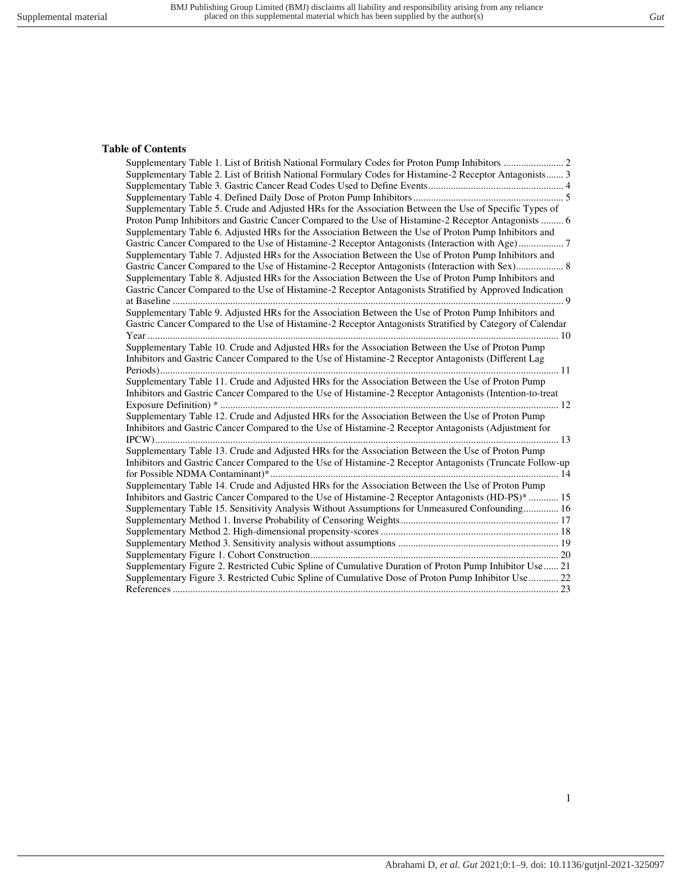## Table of Contents

- Supplementary Table 1. List of British National Formulary Codes for Proton Pump Inhibitors ........................ 2
- Supplementary Table 2. List of British National Formulary Codes for Histamine-2 Receptor Antagonists....... 3
- Supplementary Table 3. Gastric Cancer Read Codes Used to Define Events...................................................... 4
- Supplementary Table 4. Defined Daily Dose of Proton Pump Inhibitors ........................................................... 5
- Supplementary Table 5. Crude and Adjusted HRs for the Association Between the Use of Specific Types of Proton Pump Inhibitors and Gastric Cancer Compared to the Use of Histamine-2 Receptor Antagonists ......... 6
- Supplementary Table 6. Adjusted HRs for the Association Between the Use of Proton Pump Inhibitors and Gastric Cancer Compared to the Use of Histamine-2 Receptor Antagonists (Interaction with Age).................. 7
- Supplementary Table 7. Adjusted HRs for the Association Between the Use of Proton Pump Inhibitors and Gastric Cancer Compared to the Use of Histamine-2 Receptor Antagonists (Interaction with Sex).................. 8
- Supplementary Table 8. Adjusted HRs for the Association Between the Use of Proton Pump Inhibitors and Gastric Cancer Compared to the Use of Histamine-2 Receptor Antagonists Stratified by Approved Indication at Baseline ........................................................................................................................................... 9
- Supplementary Table 9. Adjusted HRs for the Association Between the Use of Proton Pump Inhibitors and Gastric Cancer Compared to the Use of Histamine-2 Receptor Antagonists Stratified by Category of Calendar Year ................................................................................................................................................... 10
- Supplementary Table 10. Crude and Adjusted HRs for the Association Between the Use of Proton Pump Inhibitors and Gastric Cancer Compared to the Use of Histamine-2 Receptor Antagonists (Different Lag Periods)............................................................................................................................................. 11
- Supplementary Table 11. Crude and Adjusted HRs for the Association Between the Use of Proton Pump Inhibitors and Gastric Cancer Compared to the Use of Histamine-2 Receptor Antagonists (Intention-to-treat Exposure Definition) * ...................................................................................................................... 12
- Supplementary Table 12. Crude and Adjusted HRs for the Association Between the Use of Proton Pump Inhibitors and Gastric Cancer Compared to the Use of Histamine-2 Receptor Antagonists (Adjustment for IPCW)................................................................................................................................................. 13
- Supplementary Table 13. Crude and Adjusted HRs for the Association Between the Use of Proton Pump Inhibitors and Gastric Cancer Compared to the Use of Histamine-2 Receptor Antagonists (Truncate Follow-up for Possible NDMA Contaminant)*................................................................................................... 14
- Supplementary Table 14. Crude and Adjusted HRs for the Association Between the Use of Proton Pump Inhibitors and Gastric Cancer Compared to the Use of Histamine-2 Receptor Antagonists (HD-PS)* ............ 15
- Supplementary Table 15. Sensitivity Analysis Without Assumptions for Unmeasured Confounding.............. 16
- Supplementary Method 1. Inverse Probability of Censoring Weights............................................................... 17
- Supplementary Method 2. High-dimensional propensity-scores ....................................................................... 18
- Supplementary Method 3. Sensitivity analysis without assumptions ................................................................ 19
- Supplementary Figure 1. Cohort Construction................................................................................................... 20
- Supplementary Figure 2. Restricted Cubic Spline of Cumulative Duration of Proton Pump Inhibitor Use...... 21
- Supplementary Figure 3. Restricted Cubic Spline of Cumulative Dose of Proton Pump Inhibitor Use............ 22
- References .......................................................................................................................................... 23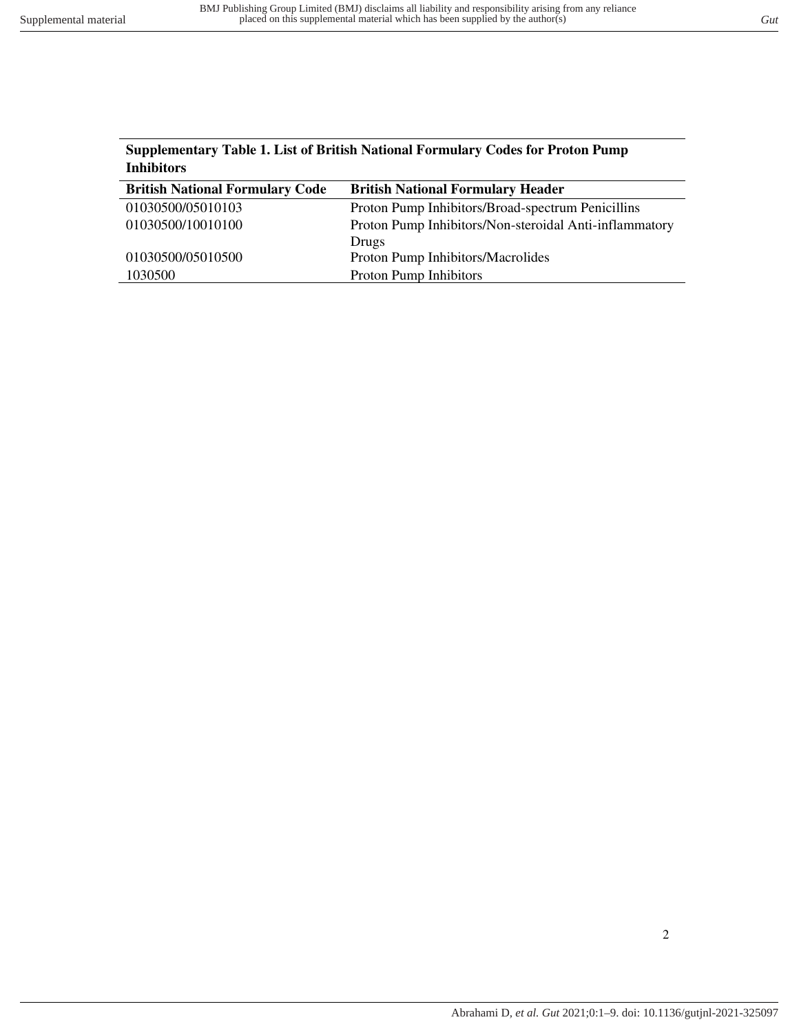**Supplementary Table 1. List of British National Formulary Codes for Proton Pump Inhibitors**

| British National Formulary Code | British National Formulary Header |
|---|---|
| 01030500/05010103 | Proton Pump Inhibitors/Broad-spectrum Penicillins |
| 01030500/10010100 | Proton Pump Inhibitors/Non-steroidal Anti-inflammatory Drugs |
| 01030500/05010500 | Proton Pump Inhibitors/Macrolides |
| 1030500 | Proton Pump Inhibitors |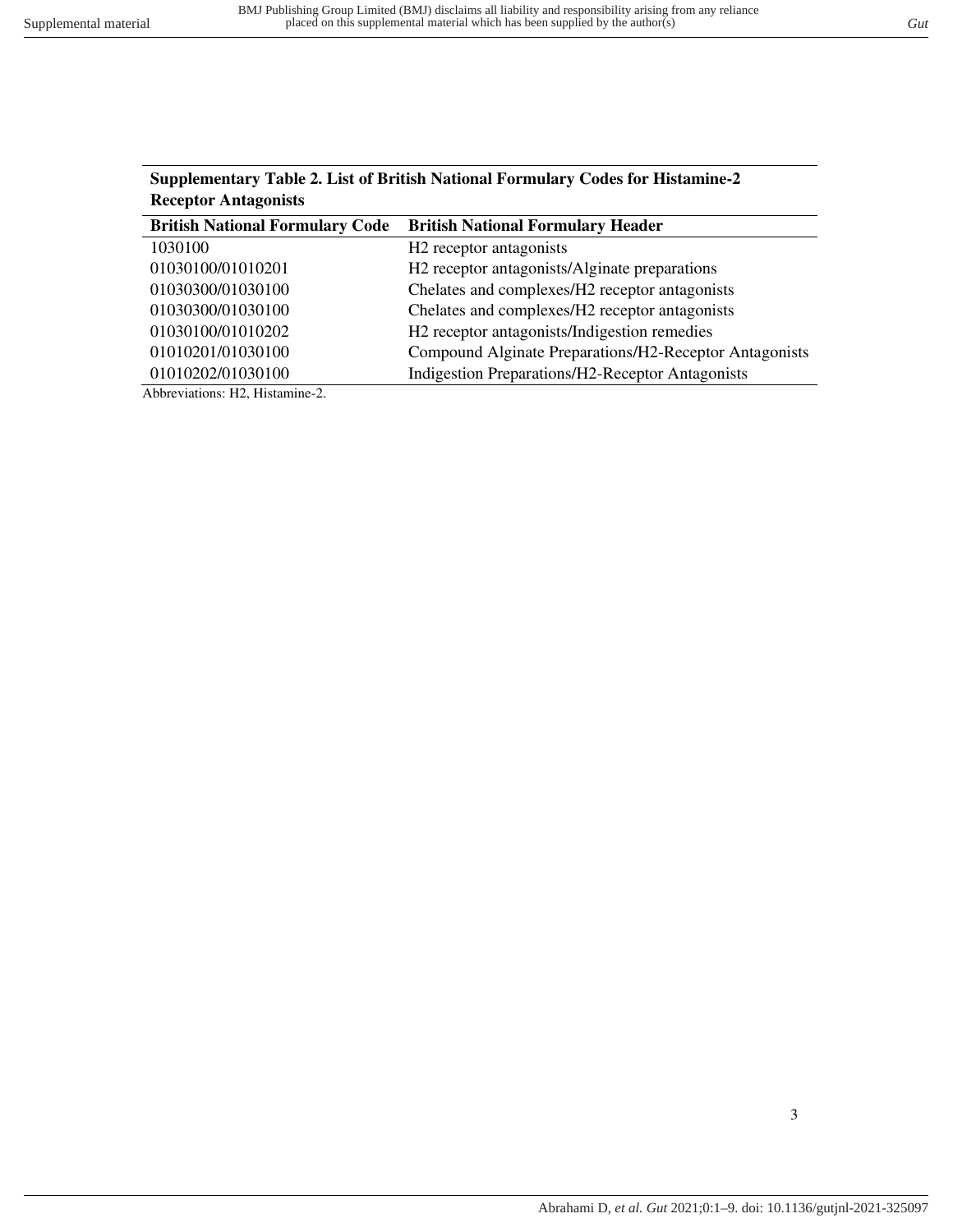**Supplementary Table 2. List of British National Formulary Codes for Histamine-2 Receptor Antagonists**

| British National Formulary Code | British National Formulary Header |
|---|---|
| 1030100 | H2 receptor antagonists |
| 01030100/01010201 | H2 receptor antagonists/Alginate preparations |
| 01030300/01030100 | Chelates and complexes/H2 receptor antagonists |
| 01030300/01030100 | Chelates and complexes/H2 receptor antagonists |
| 01030100/01010202 | H2 receptor antagonists/Indigestion remedies |
| 01010201/01030100 | Compound Alginate Preparations/H2-Receptor Antagonists |
| 01010202/01030100 | Indigestion Preparations/H2-Receptor Antagonists |

Abbreviations: H2, Histamine-2.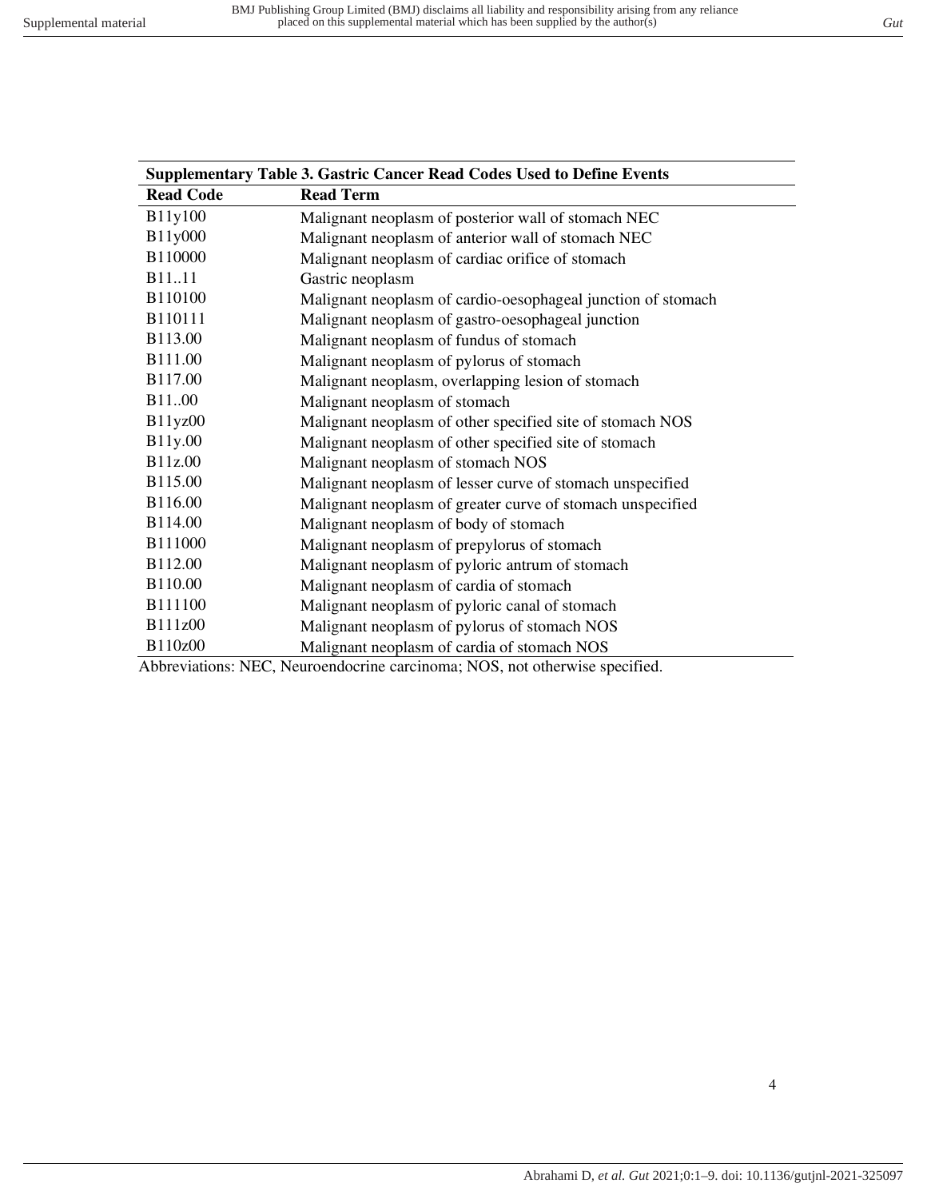**Supplementary Table 3. Gastric Cancer Read Codes Used to Define Events**

| Read Code | Read Term |
|---|---|
| B11y100 | Malignant neoplasm of posterior wall of stomach NEC |
| B11y000 | Malignant neoplasm of anterior wall of stomach NEC |
| B110000 | Malignant neoplasm of cardiac orifice of stomach |
| B11..11 | Gastric neoplasm |
| B110100 | Malignant neoplasm of cardio-oesophageal junction of stomach |
| B110111 | Malignant neoplasm of gastro-oesophageal junction |
| B113.00 | Malignant neoplasm of fundus of stomach |
| B111.00 | Malignant neoplasm of pylorus of stomach |
| B117.00 | Malignant neoplasm, overlapping lesion of stomach |
| B11..00 | Malignant neoplasm of stomach |
| B11yz00 | Malignant neoplasm of other specified site of stomach NOS |
| B11y.00 | Malignant neoplasm of other specified site of stomach |
| B11z.00 | Malignant neoplasm of stomach NOS |
| B115.00 | Malignant neoplasm of lesser curve of stomach unspecified |
| B116.00 | Malignant neoplasm of greater curve of stomach unspecified |
| B114.00 | Malignant neoplasm of body of stomach |
| B111000 | Malignant neoplasm of prepylorus of stomach |
| B112.00 | Malignant neoplasm of pyloric antrum of stomach |
| B110.00 | Malignant neoplasm of cardia of stomach |
| B111100 | Malignant neoplasm of pyloric canal of stomach |
| B111z00 | Malignant neoplasm of pylorus of stomach NOS |
| B110z00 | Malignant neoplasm of cardia of stomach NOS |

Abbreviations: NEC, Neuroendocrine carcinoma; NOS, not otherwise specified.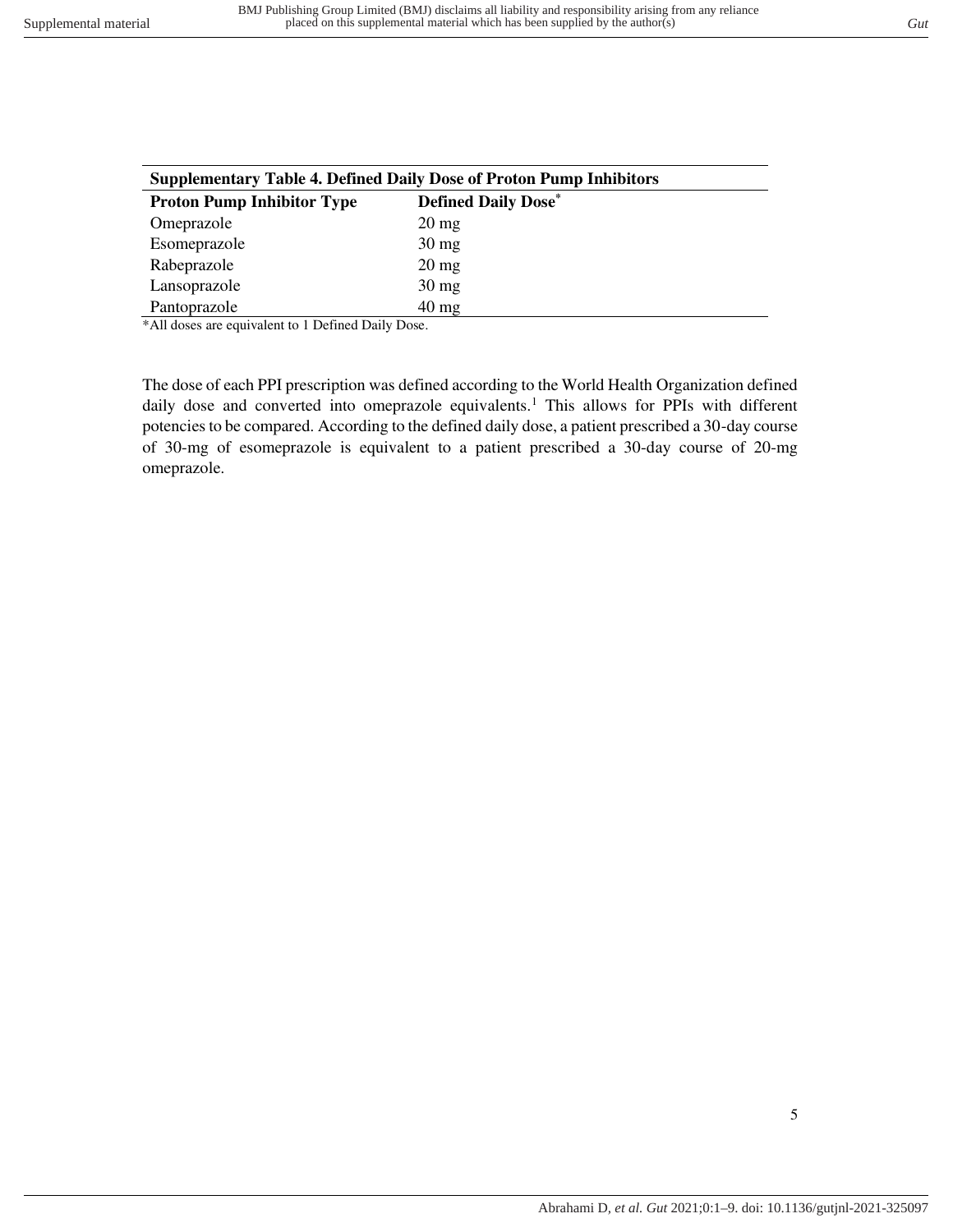**Supplementary Table 4. Defined Daily Dose of Proton Pump Inhibitors**

| **Proton Pump Inhibitor Type** | **Defined Daily Dose*** |
|---|---|
| Omeprazole | 20 mg |
| Esomeprazole | 30 mg |
| Rabeprazole | 20 mg |
| Lansoprazole | 30 mg |
| Pantoprazole | 40 mg |

*All doses are equivalent to 1 Defined Daily Dose.

The dose of each PPI prescription was defined according to the World Health Organization defined daily dose and converted into omeprazole equivalents.[1] This allows for PPIs with different potencies to be compared. According to the defined daily dose, a patient prescribed a 30-day course of 30-mg of esomeprazole is equivalent to a patient prescribed a 30-day course of 20-mg omeprazole.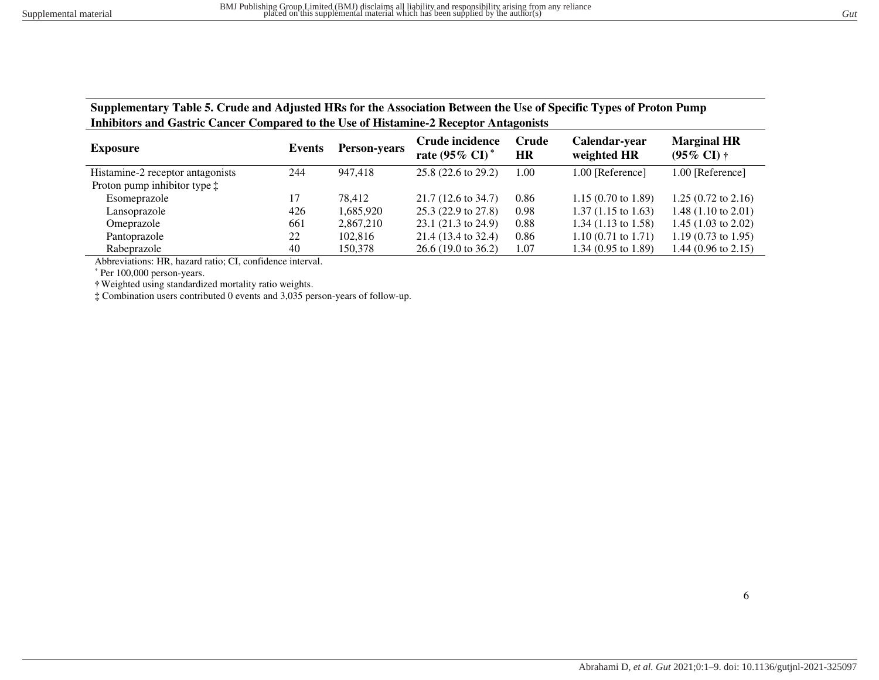**Supplementary Table 5. Crude and Adjusted HRs for the Association Between the Use of Specific Types of Proton Pump Inhibitors and Gastric Cancer Compared to the Use of Histamine-2 Receptor Antagonists**

| Exposure | Events | Person-years | Crude incidence rate (95% CI) * | Crude HR | Calendar-year weighted HR | Marginal HR (95% CI) † |
|---|---|---|---|---|---|---|
| Histamine-2 receptor antagonists | 244 | 947,418 | 25.8 (22.6 to 29.2) | 1.00 | 1.00 [Reference] | 1.00 [Reference] |
| Proton pump inhibitor type ‡ | | | | | | |
| Esomeprazole | 17 | 78,412 | 21.7 (12.6 to 34.7) | 0.86 | 1.15 (0.70 to 1.89) | 1.25 (0.72 to 2.16) |
| Lansoprazole | 426 | 1,685,920 | 25.3 (22.9 to 27.8) | 0.98 | 1.37 (1.15 to 1.63) | 1.48 (1.10 to 2.01) |
| Omeprazole | 661 | 2,867,210 | 23.1 (21.3 to 24.9) | 0.88 | 1.34 (1.13 to 1.58) | 1.45 (1.03 to 2.02) |
| Pantoprazole | 22 | 102,816 | 21.4 (13.4 to 32.4) | 0.86 | 1.10 (0.71 to 1.71) | 1.19 (0.73 to 1.95) |
| Rabeprazole | 40 | 150,378 | 26.6 (19.0 to 36.2) | 1.07 | 1.34 (0.95 to 1.89) | 1.44 (0.96 to 2.15) |

Abbreviations: HR, hazard ratio; CI, confidence interval.

* Per 100,000 person-years.

† Weighted using standardized mortality ratio weights.

‡ Combination users contributed 0 events and 3,035 person-years of follow-up.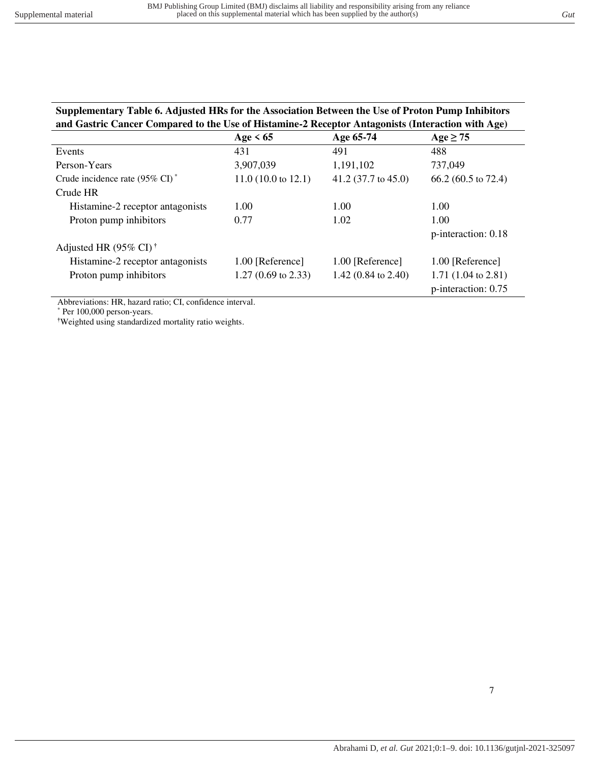**Supplementary Table 6. Adjusted HRs for the Association Between the Use of Proton Pump Inhibitors and Gastric Cancer Compared to the Use of Histamine-2 Receptor Antagonists (Interaction with Age)**

| | Age < 65 | Age 65-74 | Age ≥ 75 |
|---|---|---|---|
| Events | 431 | 491 | 488 |
| Person-Years | 3,907,039 | 1,191,102 | 737,049 |
| Crude incidence rate (95% CI) * | 11.0 (10.0 to 12.1) | 41.2 (37.7 to 45.0) | 66.2 (60.5 to 72.4) |
| Crude HR | | | |
| Histamine-2 receptor antagonists | 1.00 | 1.00 | 1.00 |
| Proton pump inhibitors | 0.77 | 1.02 | 1.00 |
| | | | p-interaction: 0.18 |
| Adjusted HR (95% CI) † | | | |
| Histamine-2 receptor antagonists | 1.00 [Reference] | 1.00 [Reference] | 1.00 [Reference] |
| Proton pump inhibitors | 1.27 (0.69 to 2.33) | 1.42 (0.84 to 2.40) | 1.71 (1.04 to 2.81) |
| | | | p-interaction: 0.75 |

Abbreviations: HR, hazard ratio; CI, confidence interval.

* Per 100,000 person-years.

† Weighted using standardized mortality ratio weights.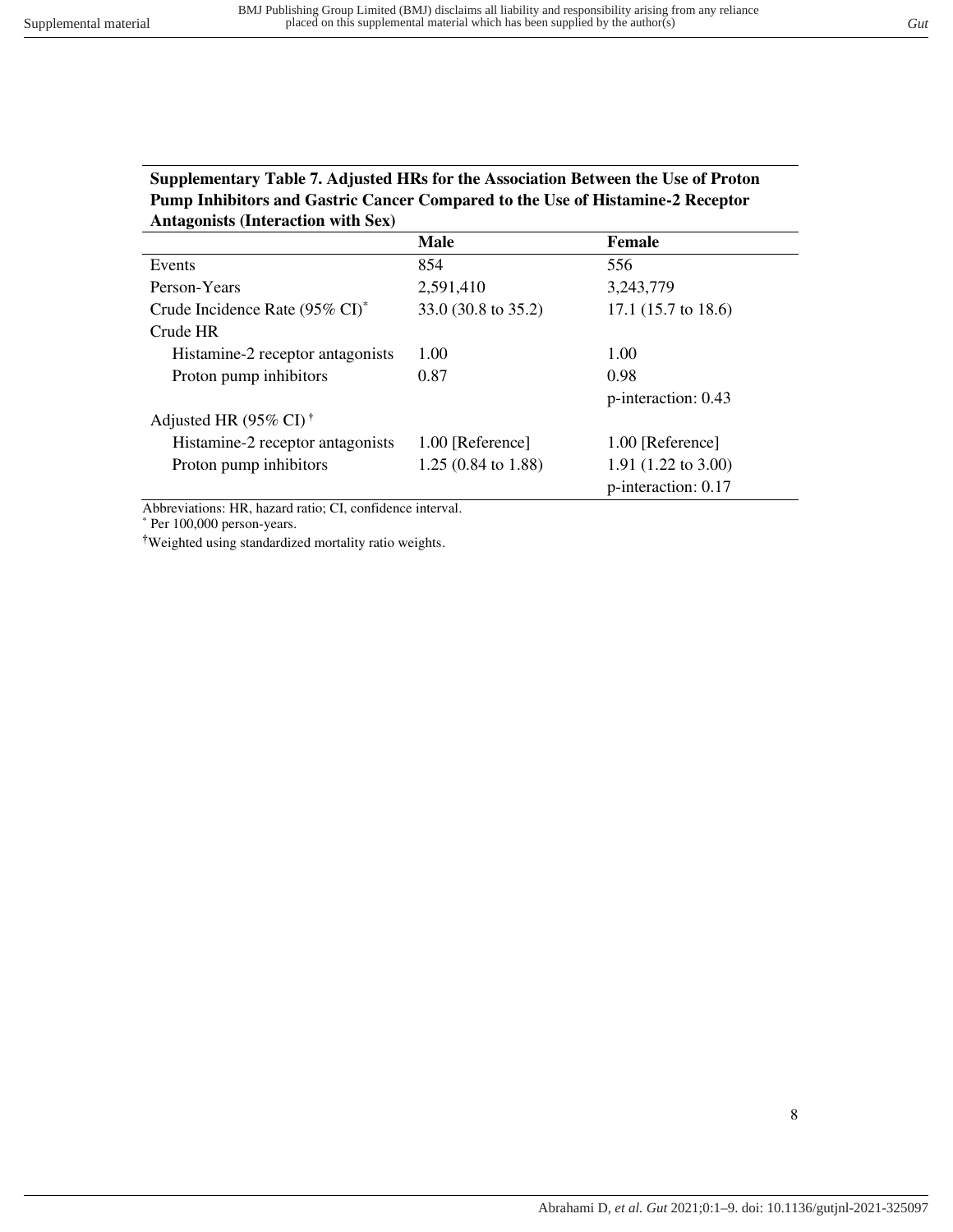**Supplementary Table 7. Adjusted HRs for the Association Between the Use of Proton Pump Inhibitors and Gastric Cancer Compared to the Use of Histamine-2 Receptor Antagonists (Interaction with Sex)**

| | Male | Female |
|---|---|---|
| Events | 854 | 556 |
| Person-Years | 2,591,410 | 3,243,779 |
| Crude Incidence Rate (95% CI)* | 33.0 (30.8 to 35.2) | 17.1 (15.7 to 18.6) |
| Crude HR | | |
| Histamine-2 receptor antagonists | 1.00 | 1.00 |
| Proton pump inhibitors | 0.87 | 0.98 |
| | | p-interaction: 0.43 |
| Adjusted HR (95% CI)† | | |
| Histamine-2 receptor antagonists | 1.00 [Reference] | 1.00 [Reference] |
| Proton pump inhibitors | 1.25 (0.84 to 1.88) | 1.91 (1.22 to 3.00) |
| | | p-interaction: 0.17 |

Abbreviations: HR, hazard ratio; CI, confidence interval.

* Per 100,000 person-years.

†Weighted using standardized mortality ratio weights.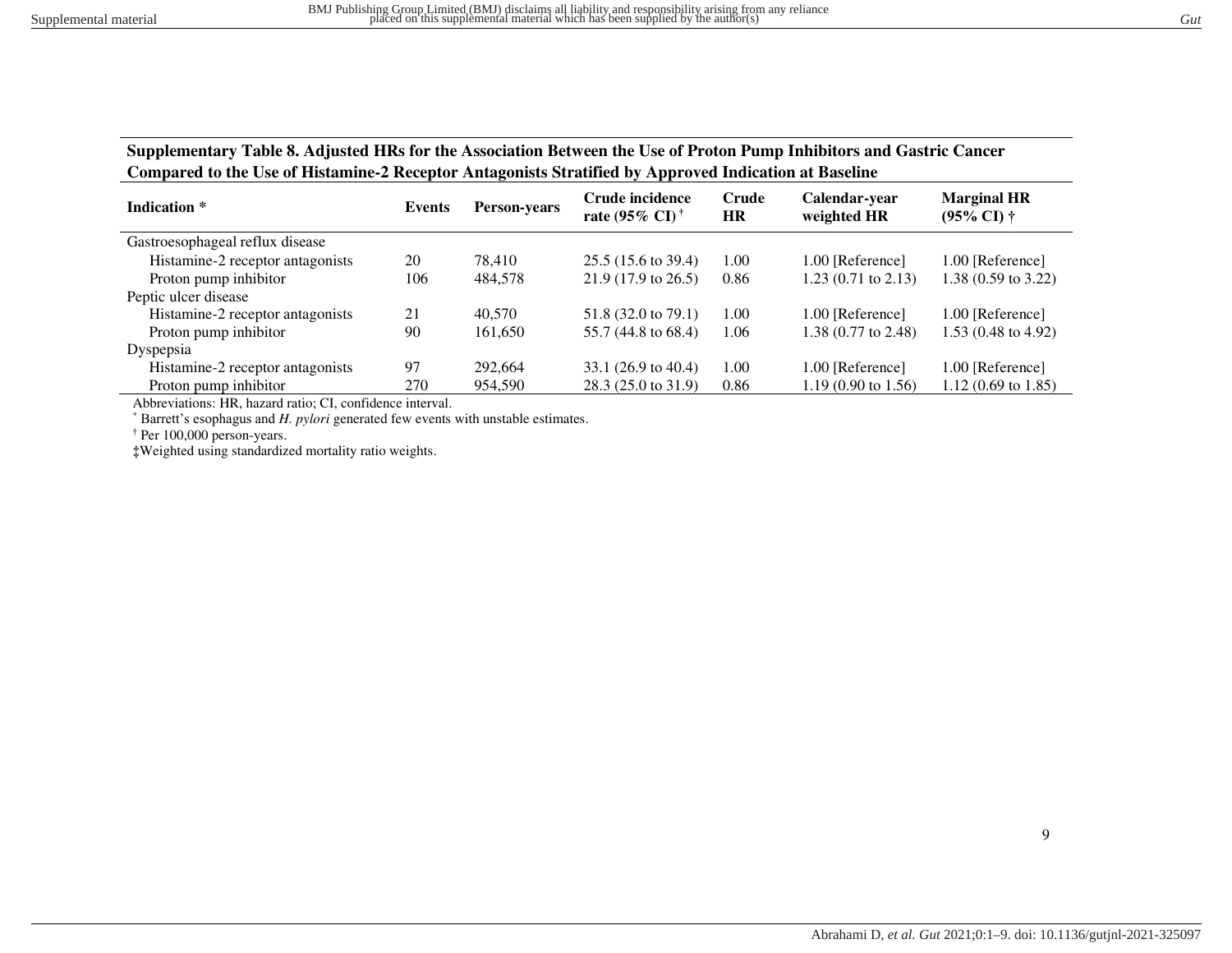**Supplementary Table 8. Adjusted HRs for the Association Between the Use of Proton Pump Inhibitors and Gastric Cancer Compared to the Use of Histamine-2 Receptor Antagonists Stratified by Approved Indication at Baseline**

| Indication * | Events | Person-years | Crude incidence rate (95% CI) † | Crude HR | Calendar-year weighted HR | Marginal HR (95% CI) † |
|---|---|---|---|---|---|---|
| Gastroesophageal reflux disease | | | | | | |
| Histamine-2 receptor antagonists | 20 | 78,410 | 25.5 (15.6 to 39.4) | 1.00 | 1.00 [Reference] | 1.00 [Reference] |
| Proton pump inhibitor | 106 | 484,578 | 21.9 (17.9 to 26.5) | 0.86 | 1.23 (0.71 to 2.13) | 1.38 (0.59 to 3.22) |
| Peptic ulcer disease | | | | | | |
| Histamine-2 receptor antagonists | 21 | 40,570 | 51.8 (32.0 to 79.1) | 1.00 | 1.00 [Reference] | 1.00 [Reference] |
| Proton pump inhibitor | 90 | 161,650 | 55.7 (44.8 to 68.4) | 1.06 | 1.38 (0.77 to 2.48) | 1.53 (0.48 to 4.92) |
| Dyspepsia | | | | | | |
| Histamine-2 receptor antagonists | 97 | 292,664 | 33.1 (26.9 to 40.4) | 1.00 | 1.00 [Reference] | 1.00 [Reference] |
| Proton pump inhibitor | 270 | 954,590 | 28.3 (25.0 to 31.9) | 0.86 | 1.19 (0.90 to 1.56) | 1.12 (0.69 to 1.85) |

Abbreviations: HR, hazard ratio; CI, confidence interval.

* Barrett's esophagus and *H. pylori* generated few events with unstable estimates.

† Per 100,000 person-years.

‡Weighted using standardized mortality ratio weights.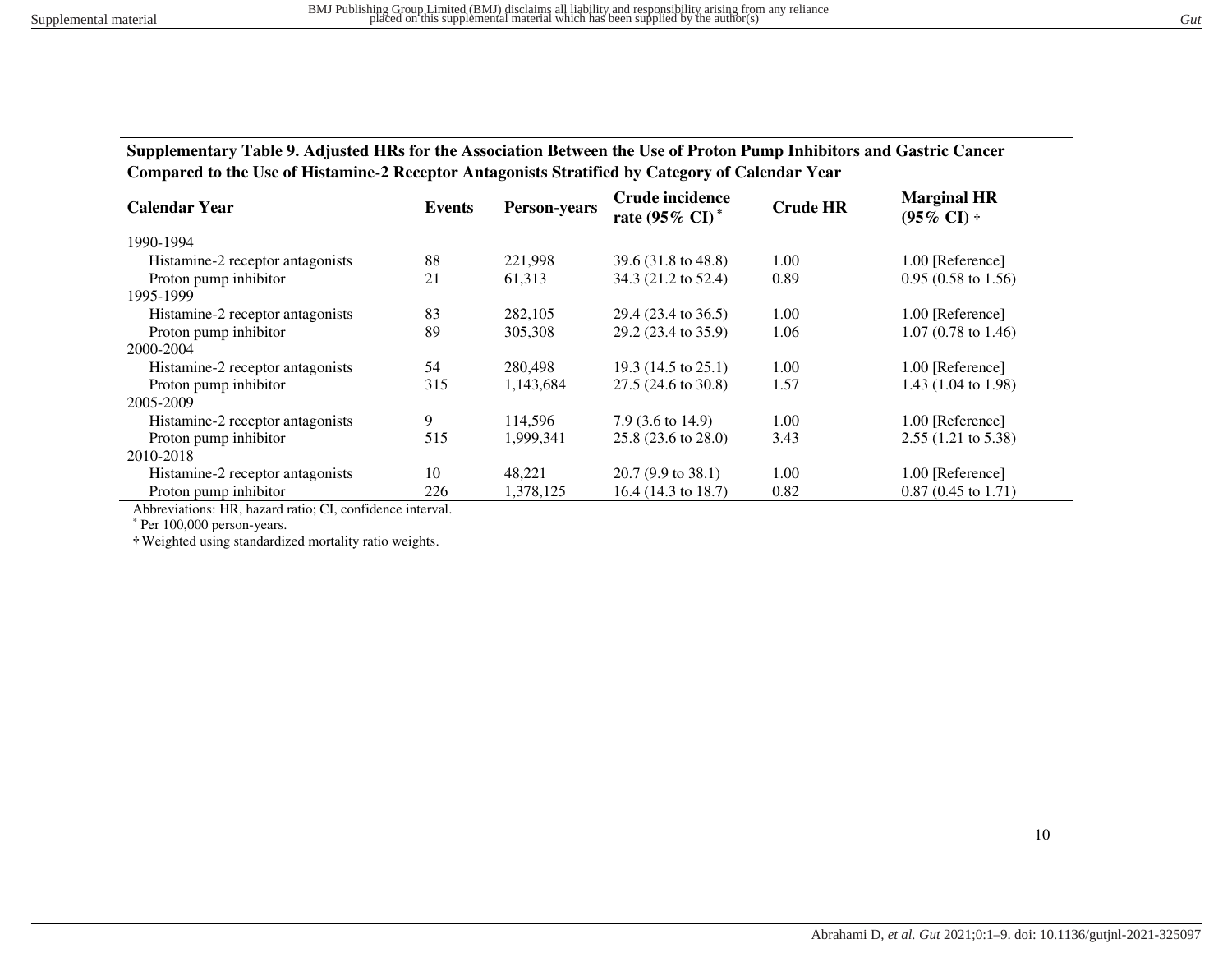**Supplementary Table 9. Adjusted HRs for the Association Between the Use of Proton Pump Inhibitors and Gastric Cancer Compared to the Use of Histamine-2 Receptor Antagonists Stratified by Category of Calendar Year**

| Calendar Year | Events | Person-years | Crude incidence rate (95% CI) * | Crude HR | Marginal HR (95% CI) † |
|---|---|---|---|---|---|
| 1990-1994 | | | | | |
| Histamine-2 receptor antagonists | 88 | 221,998 | 39.6 (31.8 to 48.8) | 1.00 | 1.00 [Reference] |
| Proton pump inhibitor | 21 | 61,313 | 34.3 (21.2 to 52.4) | 0.89 | 0.95 (0.58 to 1.56) |
| 1995-1999 | | | | | |
| Histamine-2 receptor antagonists | 83 | 282,105 | 29.4 (23.4 to 36.5) | 1.00 | 1.00 [Reference] |
| Proton pump inhibitor | 89 | 305,308 | 29.2 (23.4 to 35.9) | 1.06 | 1.07 (0.78 to 1.46) |
| 2000-2004 | | | | | |
| Histamine-2 receptor antagonists | 54 | 280,498 | 19.3 (14.5 to 25.1) | 1.00 | 1.00 [Reference] |
| Proton pump inhibitor | 315 | 1,143,684 | 27.5 (24.6 to 30.8) | 1.57 | 1.43 (1.04 to 1.98) |
| 2005-2009 | | | | | |
| Histamine-2 receptor antagonists | 9 | 114,596 | 7.9 (3.6 to 14.9) | 1.00 | 1.00 [Reference] |
| Proton pump inhibitor | 515 | 1,999,341 | 25.8 (23.6 to 28.0) | 3.43 | 2.55 (1.21 to 5.38) |
| 2010-2018 | | | | | |
| Histamine-2 receptor antagonists | 10 | 48,221 | 20.7 (9.9 to 38.1) | 1.00 | 1.00 [Reference] |
| Proton pump inhibitor | 226 | 1,378,125 | 16.4 (14.3 to 18.7) | 0.82 | 0.87 (0.45 to 1.71) |

Abbreviations: HR, hazard ratio; CI, confidence interval.

* Per 100,000 person-years.

† Weighted using standardized mortality ratio weights.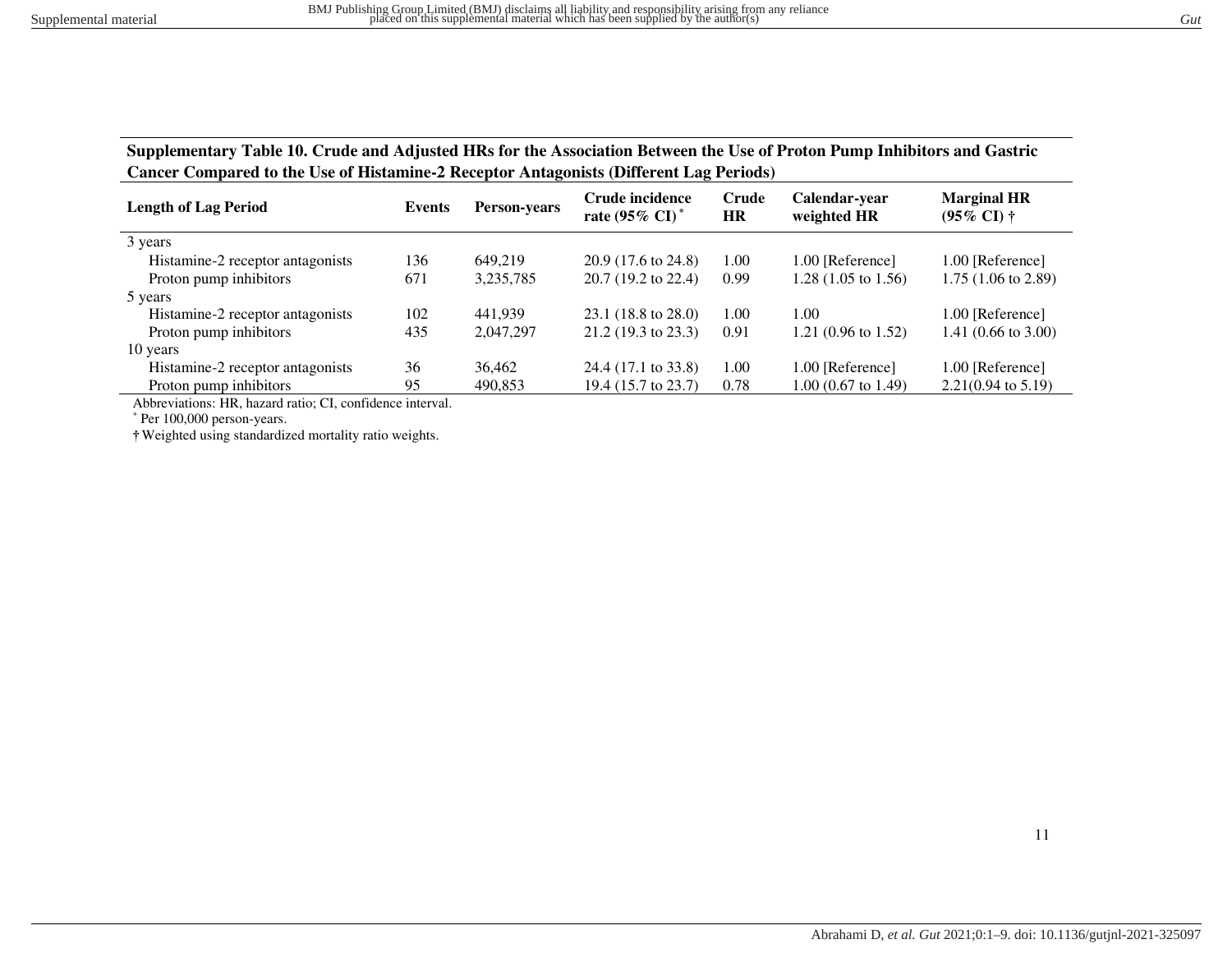**Supplementary Table 10. Crude and Adjusted HRs for the Association Between the Use of Proton Pump Inhibitors and Gastric Cancer Compared to the Use of Histamine-2 Receptor Antagonists (Different Lag Periods)**

| Length of Lag Period | Events | Person-years | Crude incidence rate (95% CI)* | Crude HR | Calendar-year weighted HR | Marginal HR (95% CI) † |
|---|---|---|---|---|---|---|
| 3 years | | | | | | |
| Histamine-2 receptor antagonists | 136 | 649,219 | 20.9 (17.6 to 24.8) | 1.00 | 1.00 [Reference] | 1.00 [Reference] |
| Proton pump inhibitors | 671 | 3,235,785 | 20.7 (19.2 to 22.4) | 0.99 | 1.28 (1.05 to 1.56) | 1.75 (1.06 to 2.89) |
| 5 years | | | | | | |
| Histamine-2 receptor antagonists | 102 | 441,939 | 23.1 (18.8 to 28.0) | 1.00 | 1.00 | 1.00 [Reference] |
| Proton pump inhibitors | 435 | 2,047,297 | 21.2 (19.3 to 23.3) | 0.91 | 1.21 (0.96 to 1.52) | 1.41 (0.66 to 3.00) |
| 10 years | | | | | | |
| Histamine-2 receptor antagonists | 36 | 36,462 | 24.4 (17.1 to 33.8) | 1.00 | 1.00 [Reference] | 1.00 [Reference] |
| Proton pump inhibitors | 95 | 490,853 | 19.4 (15.7 to 23.7) | 0.78 | 1.00 (0.67 to 1.49) | 2.21(0.94 to 5.19) |

Abbreviations: HR, hazard ratio; CI, confidence interval.

* Per 100,000 person-years.

† Weighted using standardized mortality ratio weights.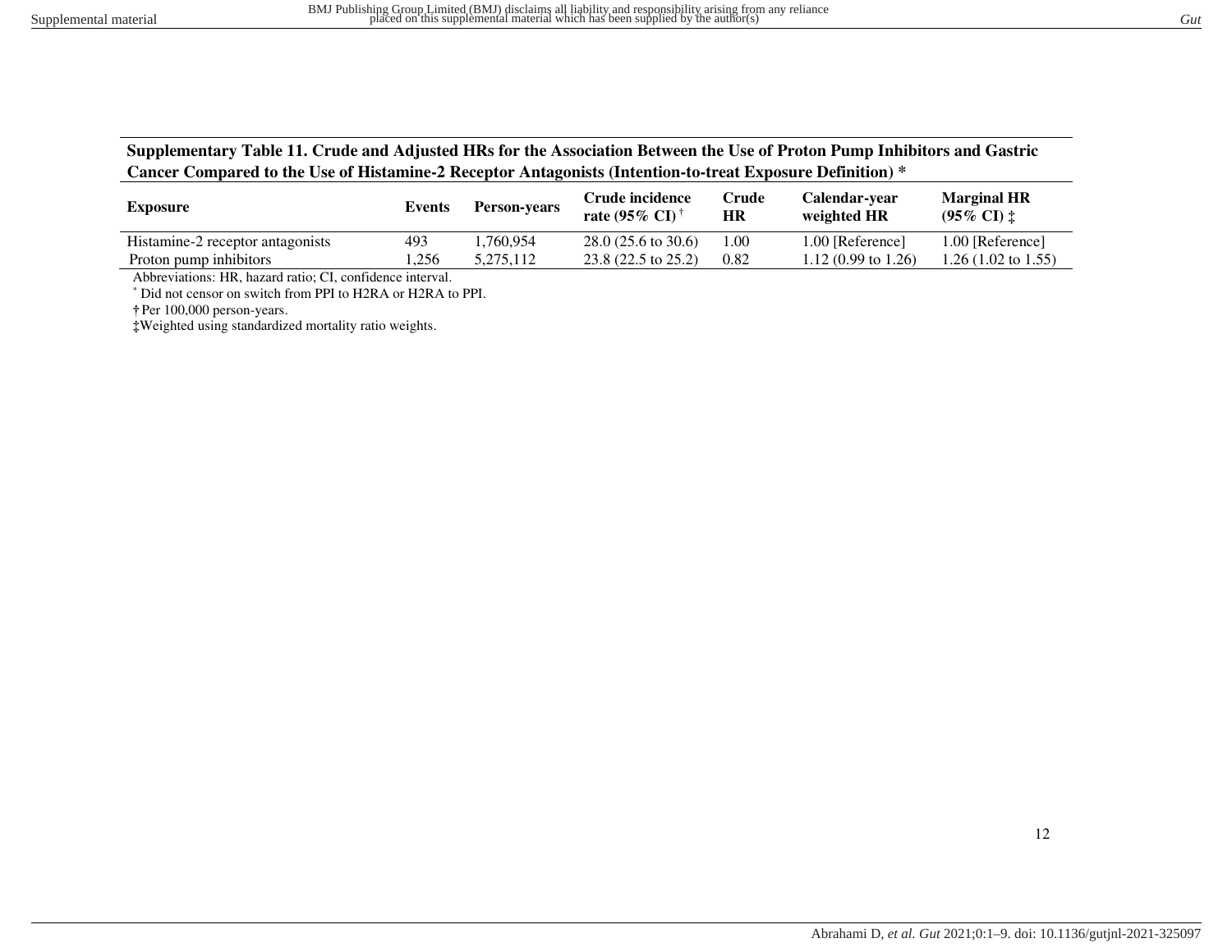**Supplementary Table 11. Crude and Adjusted HRs for the Association Between the Use of Proton Pump Inhibitors and Gastric Cancer Compared to the Use of Histamine-2 Receptor Antagonists (Intention-to-treat Exposure Definition) ***

| Exposure | Events | Person-years | Crude incidence rate (95% CI) † | Crude HR | Calendar-year weighted HR | Marginal HR (95% CI) ‡ |
|---|---|---|---|---|---|---|
| Histamine-2 receptor antagonists | 493 | 1,760,954 | 28.0 (25.6 to 30.6) | 1.00 | 1.00 [Reference] | 1.00 [Reference] |
| Proton pump inhibitors | 1,256 | 5,275,112 | 23.8 (22.5 to 25.2) | 0.82 | 1.12 (0.99 to 1.26) | 1.26 (1.02 to 1.55) |

Abbreviations: HR, hazard ratio; CI, confidence interval.

* Did not censor on switch from PPI to H2RA or H2RA to PPI.

† Per 100,000 person-years.

‡ Weighted using standardized mortality ratio weights.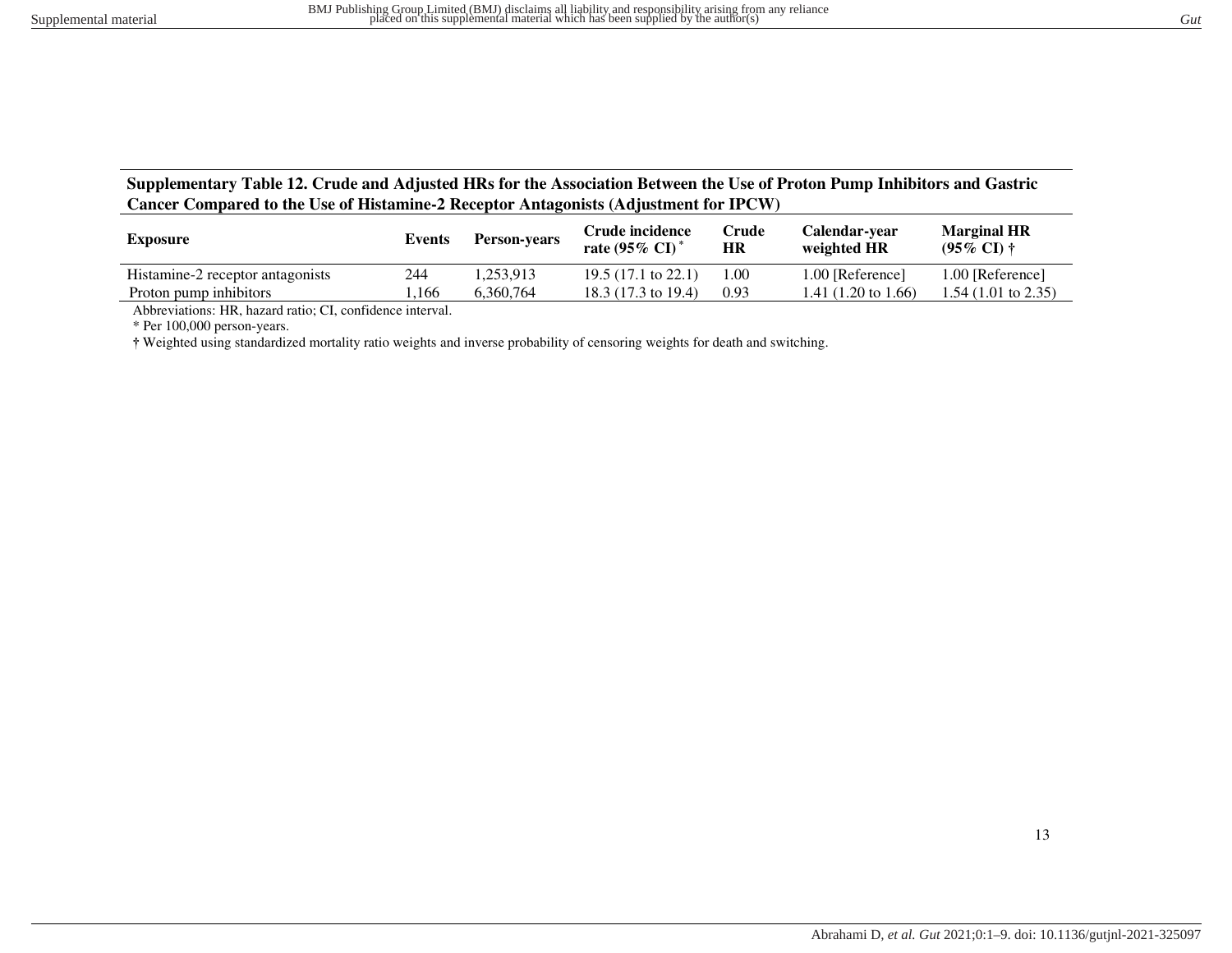**Supplementary Table 12. Crude and Adjusted HRs for the Association Between the Use of Proton Pump Inhibitors and Gastric Cancer Compared to the Use of Histamine-2 Receptor Antagonists (Adjustment for IPCW)**

| Exposure | Events | Person-years | Crude incidence rate (95% CI) * | Crude HR | Calendar-year weighted HR | Marginal HR (95% CI) † |
|---|---|---|---|---|---|---|
| Histamine-2 receptor antagonists | 244 | 1,253,913 | 19.5 (17.1 to 22.1) | 1.00 | 1.00 [Reference] | 1.00 [Reference] |
| Proton pump inhibitors | 1,166 | 6,360,764 | 18.3 (17.3 to 19.4) | 0.93 | 1.41 (1.20 to 1.66) | 1.54 (1.01 to 2.35) |

Abbreviations: HR, hazard ratio; CI, confidence interval.

* Per 100,000 person-years.

† Weighted using standardized mortality ratio weights and inverse probability of censoring weights for death and switching.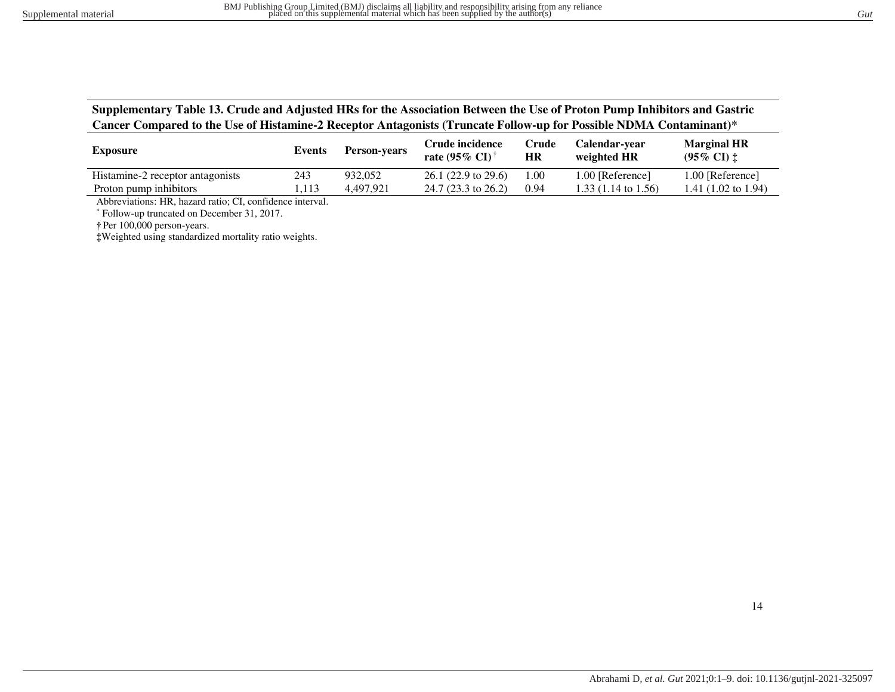**Supplementary Table 13. Crude and Adjusted HRs for the Association Between the Use of Proton Pump Inhibitors and Gastric Cancer Compared to the Use of Histamine-2 Receptor Antagonists (Truncate Follow-up for Possible NDMA Contaminant)***

| Exposure | Events | Person-years | Crude incidence rate (95% CI)† | Crude HR | Calendar-year weighted HR | Marginal HR (95% CI) ‡ |
|---|---|---|---|---|---|---|
| Histamine-2 receptor antagonists | 243 | 932,052 | 26.1 (22.9 to 29.6) | 1.00 | 1.00 [Reference] | 1.00 [Reference] |
| Proton pump inhibitors | 1,113 | 4,497,921 | 24.7 (23.3 to 26.2) | 0.94 | 1.33 (1.14 to 1.56) | 1.41 (1.02 to 1.94) |

Abbreviations: HR, hazard ratio; CI, confidence interval.

* Follow-up truncated on December 31, 2017.

† Per 100,000 person-years.

‡ Weighted using standardized mortality ratio weights.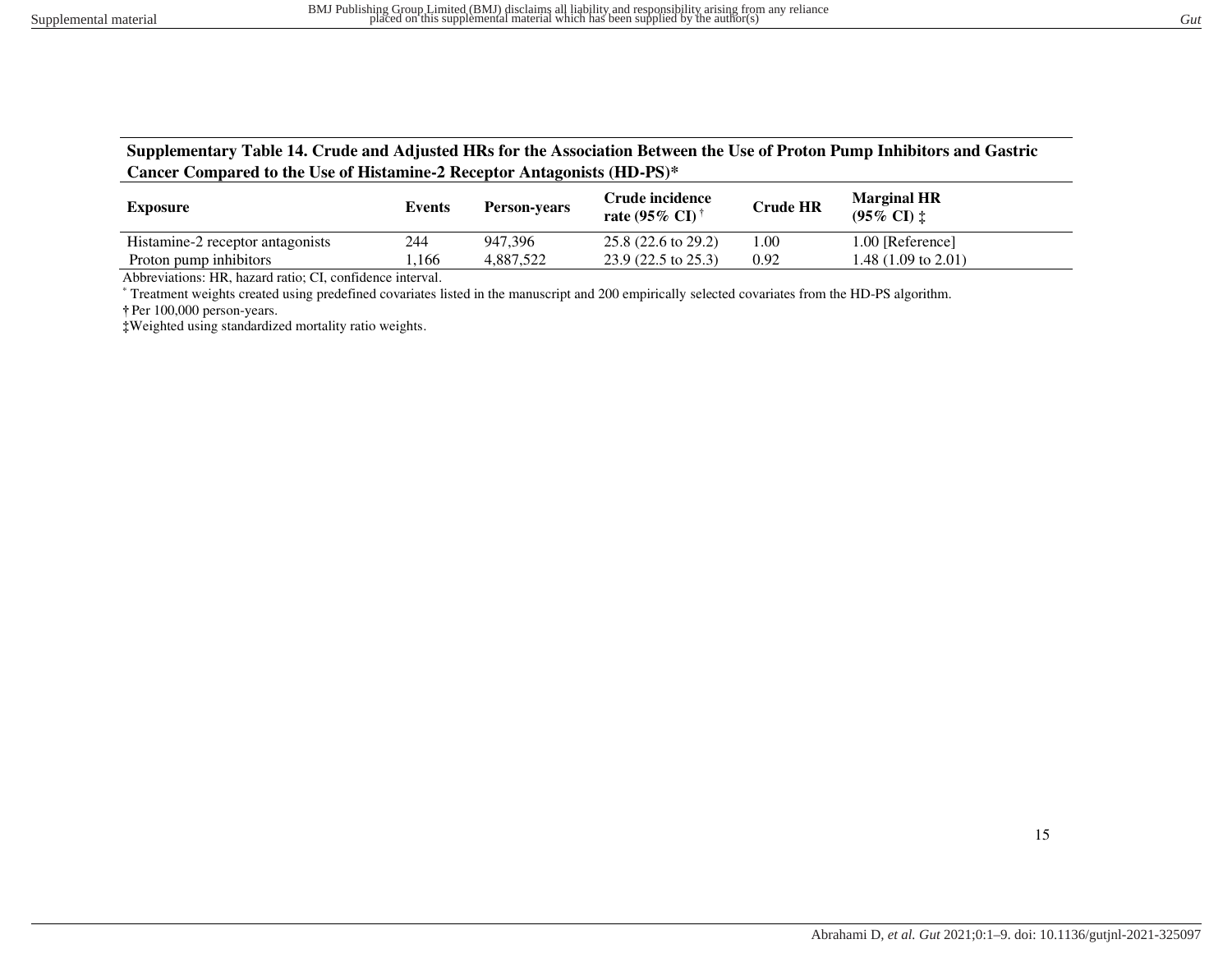**Supplementary Table 14. Crude and Adjusted HRs for the Association Between the Use of Proton Pump Inhibitors and Gastric Cancer Compared to the Use of Histamine-2 Receptor Antagonists (HD-PS)***

| Exposure | Events | Person-years | Crude incidence rate (95% CI) † | Crude HR | Marginal HR (95% CI) ‡ |
|---|---|---|---|---|---|
| Histamine-2 receptor antagonists | 244 | 947,396 | 25.8 (22.6 to 29.2) | 1.00 | 1.00 [Reference] |
| Proton pump inhibitors | 1,166 | 4,887,522 | 23.9 (22.5 to 25.3) | 0.92 | 1.48 (1.09 to 2.01) |

Abbreviations: HR, hazard ratio; CI, confidence interval.

\* Treatment weights created using predefined covariates listed in the manuscript and 200 empirically selected covariates from the HD-PS algorithm.

† Per 100,000 person-years.

‡ Weighted using standardized mortality ratio weights.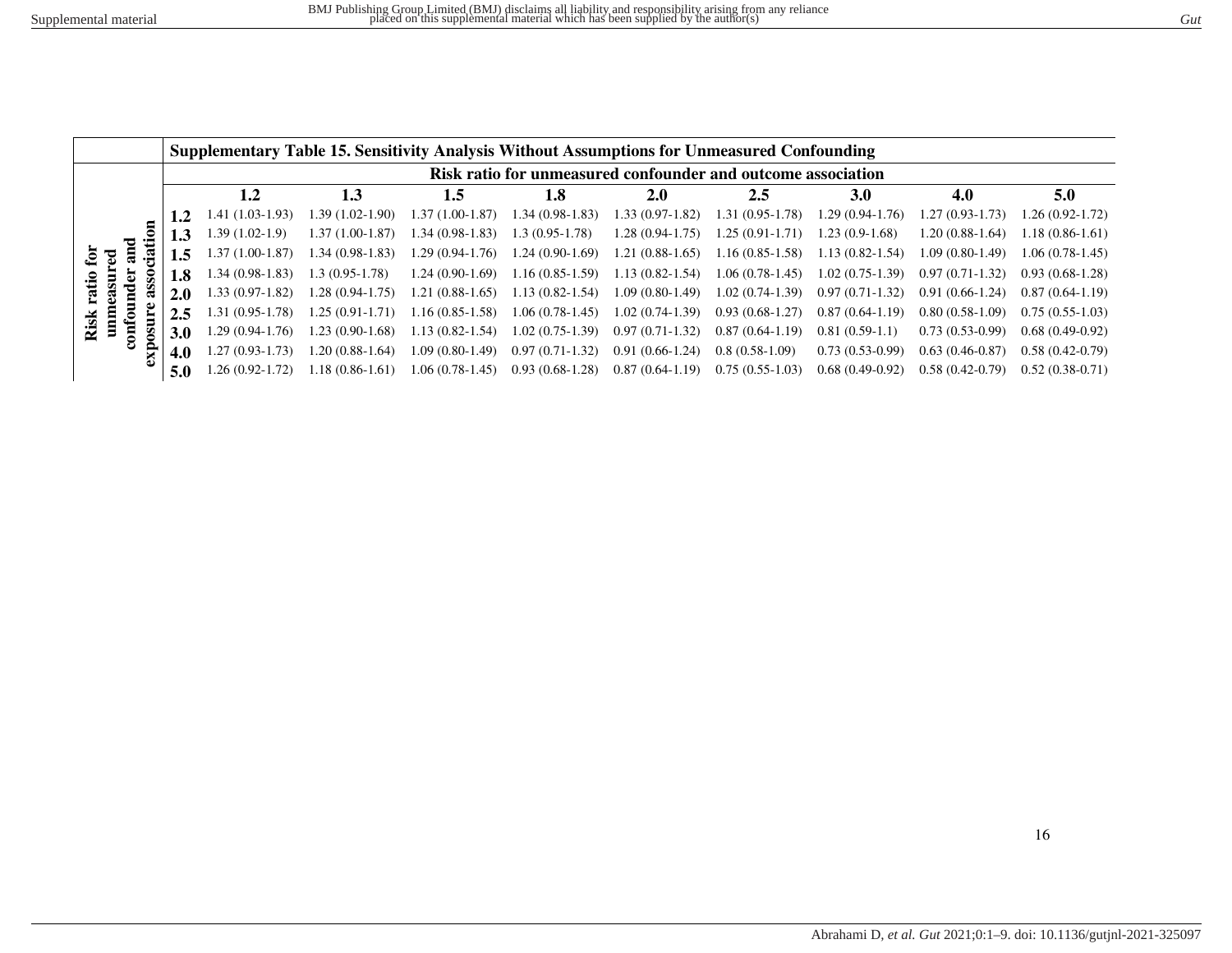**Supplementary Table 15. Sensitivity Analysis Without Assumptions for Unmeasured Confounding**

| Risk ratio for unmeasured confounder and exposure association | Risk ratio for unmeasured confounder and outcome association | | | | | | | | |
|---|---|---|---|---|---|---|---|---|---|
| | **1.2** | **1.3** | **1.5** | **1.8** | **2.0** | **2.5** | **3.0** | **4.0** | **5.0** |
| **1.2** | 1.41 (1.03-1.93) | 1.39 (1.02-1.90) | 1.37 (1.00-1.87) | 1.34 (0.98-1.83) | 1.33 (0.97-1.82) | 1.31 (0.95-1.78) | 1.29 (0.94-1.76) | 1.27 (0.93-1.73) | 1.26 (0.92-1.72) |
| **1.3** | 1.39 (1.02-1.9) | 1.37 (1.00-1.87) | 1.34 (0.98-1.83) | 1.3 (0.95-1.78) | 1.28 (0.94-1.75) | 1.25 (0.91-1.71) | 1.23 (0.9-1.68) | 1.20 (0.88-1.64) | 1.18 (0.86-1.61) |
| **1.5** | 1.37 (1.00-1.87) | 1.34 (0.98-1.83) | 1.29 (0.94-1.76) | 1.24 (0.90-1.69) | 1.21 (0.88-1.65) | 1.16 (0.85-1.58) | 1.13 (0.82-1.54) | 1.09 (0.80-1.49) | 1.06 (0.78-1.45) |
| **1.8** | 1.34 (0.98-1.83) | 1.3 (0.95-1.78) | 1.24 (0.90-1.69) | 1.16 (0.85-1.59) | 1.13 (0.82-1.54) | 1.06 (0.78-1.45) | 1.02 (0.75-1.39) | 0.97 (0.71-1.32) | 0.93 (0.68-1.28) |
| **2.0** | 1.33 (0.97-1.82) | 1.28 (0.94-1.75) | 1.21 (0.88-1.65) | 1.13 (0.82-1.54) | 1.09 (0.80-1.49) | 1.02 (0.74-1.39) | 0.97 (0.71-1.32) | 0.91 (0.66-1.24) | 0.87 (0.64-1.19) |
| **2.5** | 1.31 (0.95-1.78) | 1.25 (0.91-1.71) | 1.16 (0.85-1.58) | 1.06 (0.78-1.45) | 1.02 (0.74-1.39) | 0.93 (0.68-1.27) | 0.87 (0.64-1.19) | 0.80 (0.58-1.09) | 0.75 (0.55-1.03) |
| **3.0** | 1.29 (0.94-1.76) | 1.23 (0.90-1.68) | 1.13 (0.82-1.54) | 1.02 (0.75-1.39) | 0.97 (0.71-1.32) | 0.87 (0.64-1.19) | 0.81 (0.59-1.1) | 0.73 (0.53-0.99) | 0.68 (0.49-0.92) |
| **4.0** | 1.27 (0.93-1.73) | 1.20 (0.88-1.64) | 1.09 (0.80-1.49) | 0.97 (0.71-1.32) | 0.91 (0.66-1.24) | 0.8 (0.58-1.09) | 0.73 (0.53-0.99) | 0.63 (0.46-0.87) | 0.58 (0.42-0.79) |
| **5.0** | 1.26 (0.92-1.72) | 1.18 (0.86-1.61) | 1.06 (0.78-1.45) | 0.93 (0.68-1.28) | 0.87 (0.64-1.19) | 0.75 (0.55-1.03) | 0.68 (0.49-0.92) | 0.58 (0.42-0.79) | 0.52 (0.38-0.71) |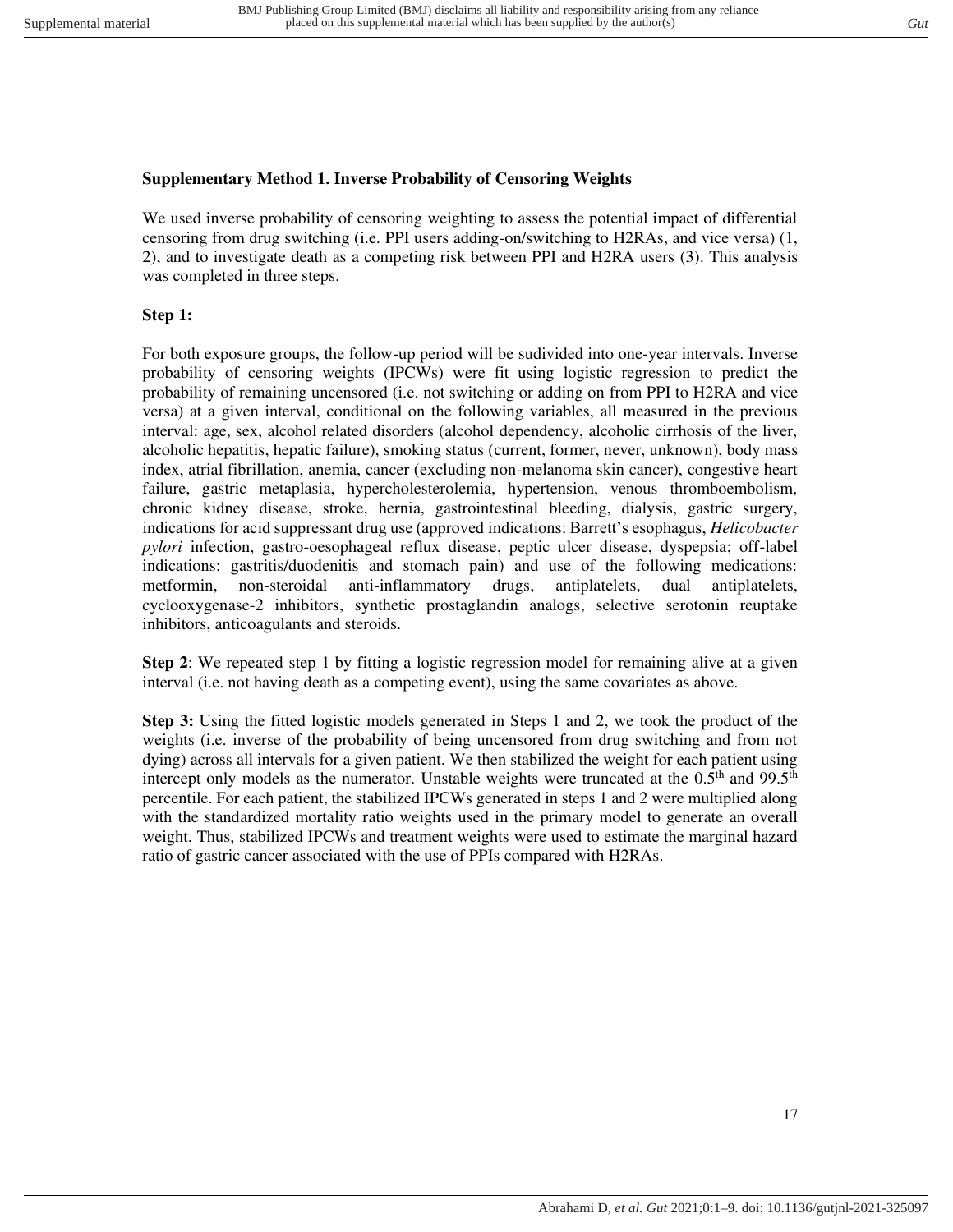### Supplementary Method 1. Inverse Probability of Censoring Weights

We used inverse probability of censoring weighting to assess the potential impact of differential censoring from drug switching (i.e. PPI users adding-on/switching to H2RAs, and vice versa) (1, 2), and to investigate death as a competing risk between PPI and H2RA users (3). This analysis was completed in three steps.

**Step 1:**

For both exposure groups, the follow-up period will be sudivided into one-year intervals. Inverse probability of censoring weights (IPCWs) were fit using logistic regression to predict the probability of remaining uncensored (i.e. not switching or adding on from PPI to H2RA and vice versa) at a given interval, conditional on the following variables, all measured in the previous interval: age, sex, alcohol related disorders (alcohol dependency, alcoholic cirrhosis of the liver, alcoholic hepatitis, hepatic failure), smoking status (current, former, never, unknown), body mass index, atrial fibrillation, anemia, cancer (excluding non-melanoma skin cancer), congestive heart failure, gastric metaplasia, hypercholesterolemia, hypertension, venous thromboembolism, chronic kidney disease, stroke, hernia, gastrointestinal bleeding, dialysis, gastric surgery, indications for acid suppressant drug use (approved indications: Barrett's esophagus, *Helicobacter pylori* infection, gastro-oesophageal reflux disease, peptic ulcer disease, dyspepsia; off-label indications: gastritis/duodenitis and stomach pain) and use of the following medications: metformin, non-steroidal anti-inflammatory drugs, antiplatelets, dual antiplatelets, cyclooxygenase-2 inhibitors, synthetic prostaglandin analogs, selective serotonin reuptake inhibitors, anticoagulants and steroids.

**Step 2**: We repeated step 1 by fitting a logistic regression model for remaining alive at a given interval (i.e. not having death as a competing event), using the same covariates as above.

**Step 3:** Using the fitted logistic models generated in Steps 1 and 2, we took the product of the weights (i.e. inverse of the probability of being uncensored from drug switching and from not dying) across all intervals for a given patient. We then stabilized the weight for each patient using intercept only models as the numerator. Unstable weights were truncated at the 0.5$^{th}$ and 99.5$^{th}$ percentile. For each patient, the stabilized IPCWs generated in steps 1 and 2 were multiplied along with the standardized mortality ratio weights used in the primary model to generate an overall weight. Thus, stabilized IPCWs and treatment weights were used to estimate the marginal hazard ratio of gastric cancer associated with the use of PPIs compared with H2RAs.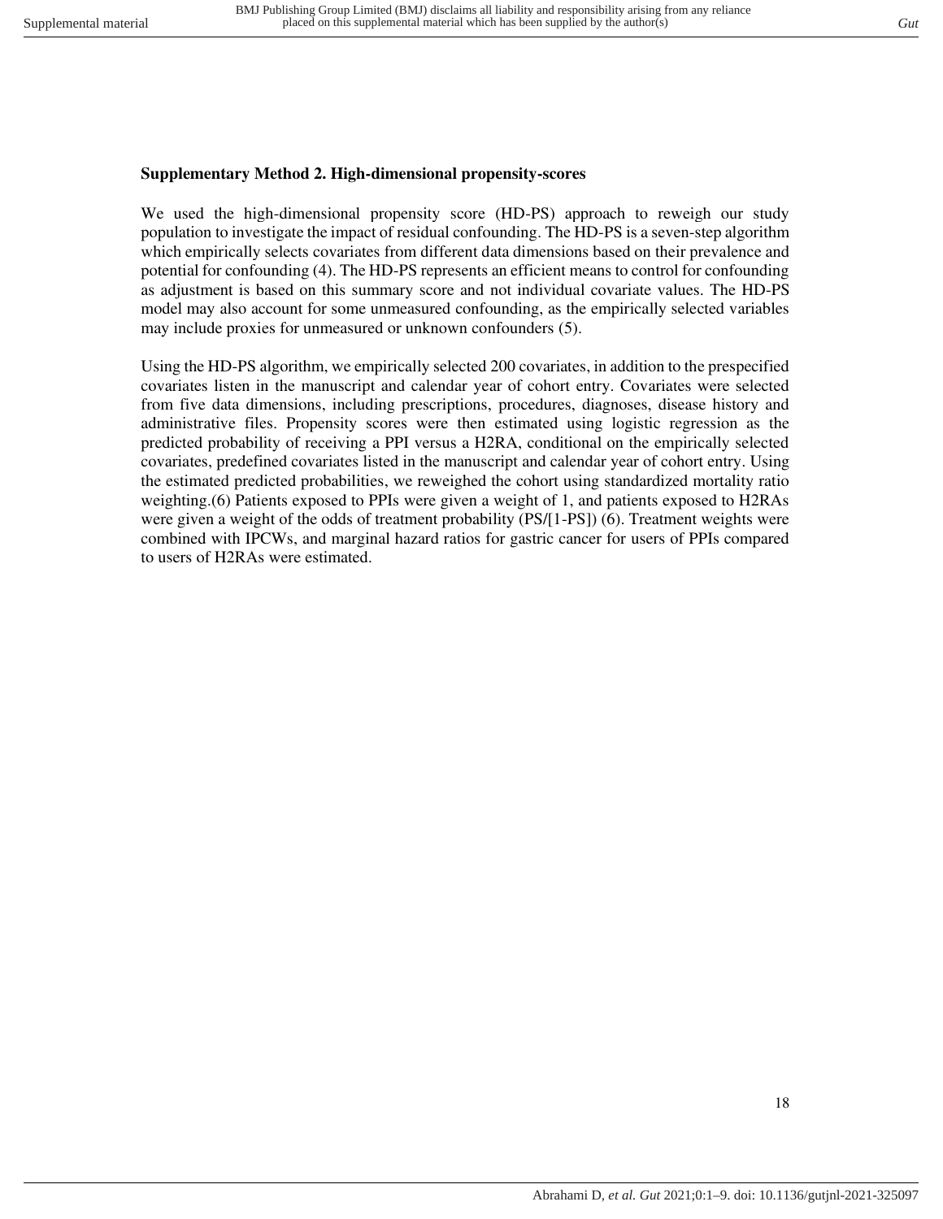### Supplementary Method 2. High-dimensional propensity-scores

We used the high-dimensional propensity score (HD-PS) approach to reweigh our study population to investigate the impact of residual confounding. The HD-PS is a seven-step algorithm which empirically selects covariates from different data dimensions based on their prevalence and potential for confounding (4). The HD-PS represents an efficient means to control for confounding as adjustment is based on this summary score and not individual covariate values. The HD-PS model may also account for some unmeasured confounding, as the empirically selected variables may include proxies for unmeasured or unknown confounders (5).

Using the HD-PS algorithm, we empirically selected 200 covariates, in addition to the prespecified covariates listen in the manuscript and calendar year of cohort entry. Covariates were selected from five data dimensions, including prescriptions, procedures, diagnoses, disease history and administrative files. Propensity scores were then estimated using logistic regression as the predicted probability of receiving a PPI versus a H2RA, conditional on the empirically selected covariates, predefined covariates listed in the manuscript and calendar year of cohort entry. Using the estimated predicted probabilities, we reweighed the cohort using standardized mortality ratio weighting.(6) Patients exposed to PPIs were given a weight of 1, and patients exposed to H2RAs were given a weight of the odds of treatment probability (PS/[1-PS]) (6). Treatment weights were combined with IPCWs, and marginal hazard ratios for gastric cancer for users of PPIs compared to users of H2RAs were estimated.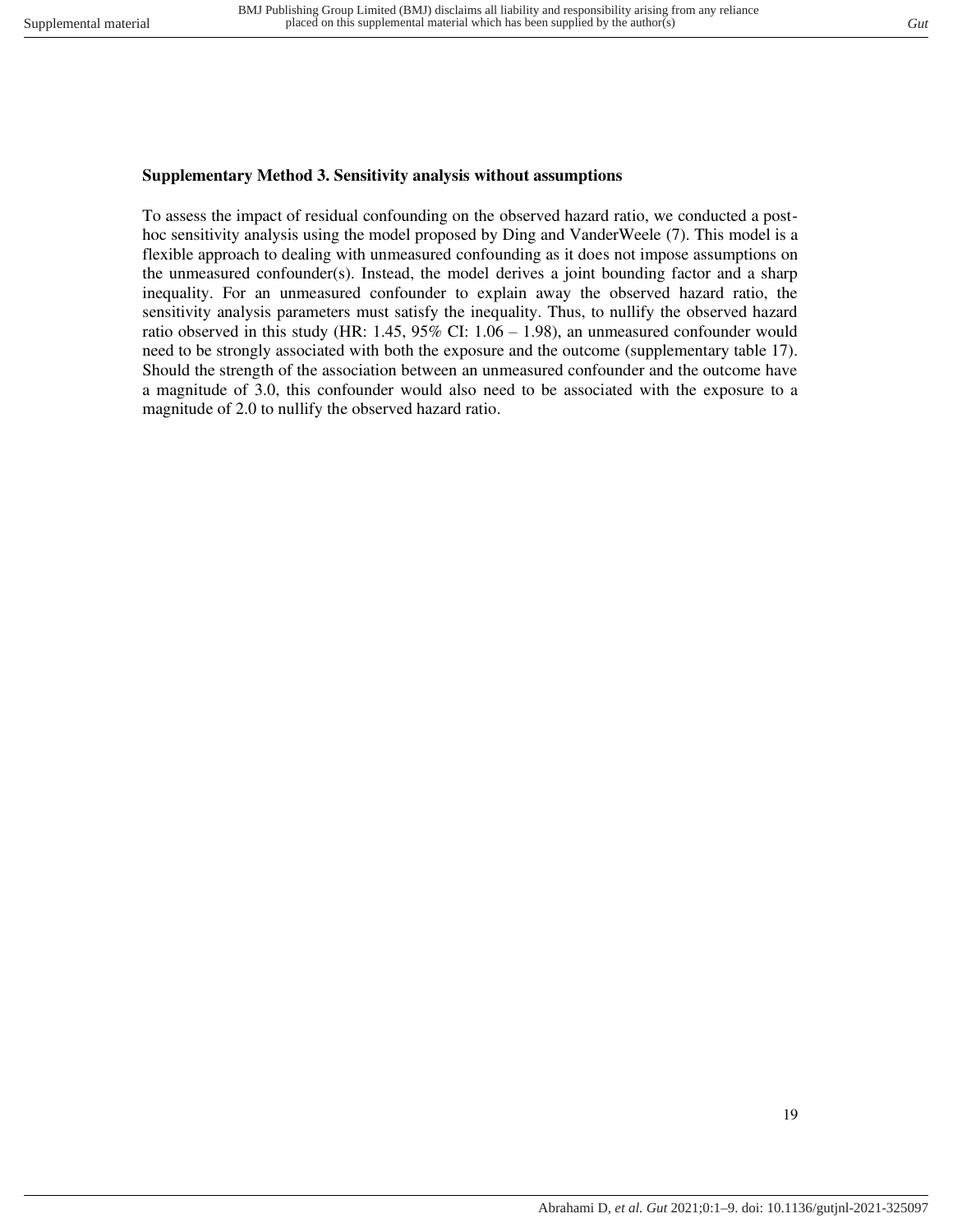**Supplementary Method 3. Sensitivity analysis without assumptions**

To assess the impact of residual confounding on the observed hazard ratio, we conducted a post-hoc sensitivity analysis using the model proposed by Ding and VanderWeele (7). This model is a flexible approach to dealing with unmeasured confounding as it does not impose assumptions on the unmeasured confounder(s). Instead, the model derives a joint bounding factor and a sharp inequality. For an unmeasured confounder to explain away the observed hazard ratio, the sensitivity analysis parameters must satisfy the inequality. Thus, to nullify the observed hazard ratio observed in this study (HR: 1.45, 95% CI: 1.06 – 1.98), an unmeasured confounder would need to be strongly associated with both the exposure and the outcome (supplementary table 17). Should the strength of the association between an unmeasured confounder and the outcome have a magnitude of 3.0, this confounder would also need to be associated with the exposure to a magnitude of 2.0 to nullify the observed hazard ratio.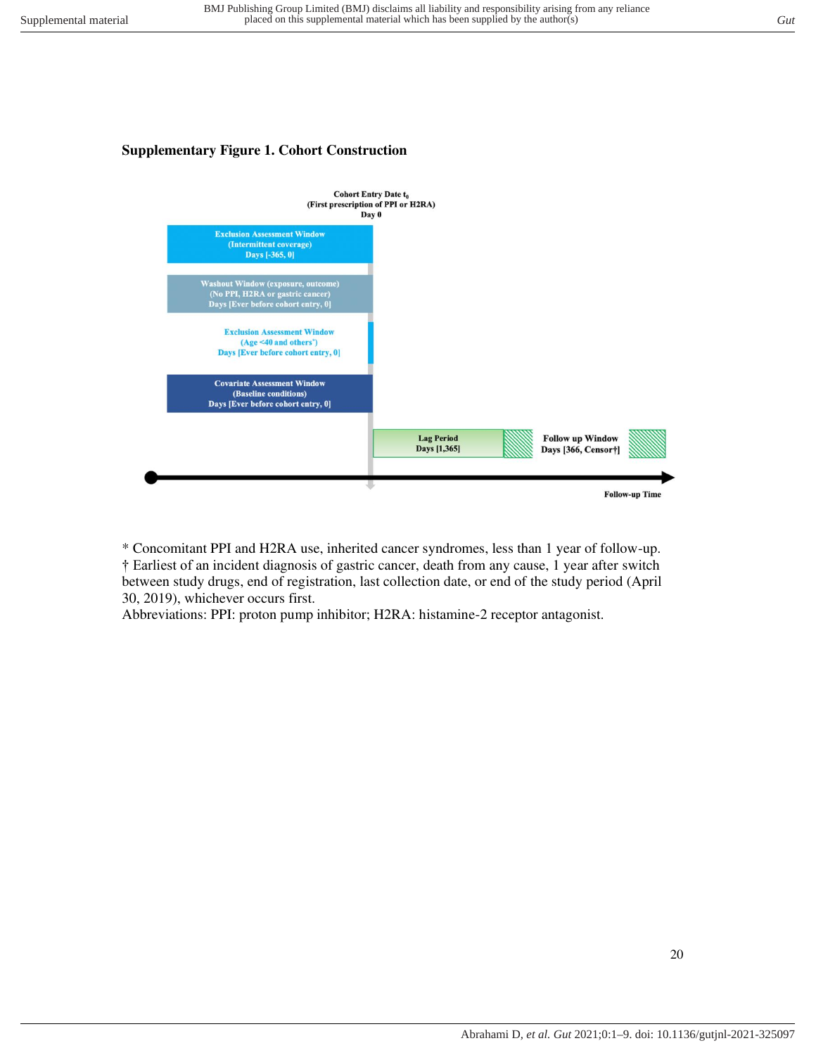**Supplementary Figure 1. Cohort Construction**

Cohort Entry Date $t_0$
(First prescription of PPI or H2RA)
Day 0

Exclusion Assessment Window
(Intermittent coverage)
Days [-365, 0]

Washout Window (exposure, outcome)
(No PPI, H2RA or gastric cancer)
Days [Ever before cohort entry, 0]

Exclusion Assessment Window
(Age <40 and others*)
Days [Ever before cohort entry, 0]

Covariate Assessment Window
(Baseline conditions)
Days [Ever before cohort entry, 0]

Lag Period
Days [1,365]

Follow up Window
Days [366, Censor†]

Follow-up Time

\* Concomitant PPI and H2RA use, inherited cancer syndromes, less than 1 year of follow-up.
† Earliest of an incident diagnosis of gastric cancer, death from any cause, 1 year after switch between study drugs, end of registration, last collection date, or end of the study period (April 30, 2019), whichever occurs first.
Abbreviations: PPI: proton pump inhibitor; H2RA: histamine-2 receptor antagonist.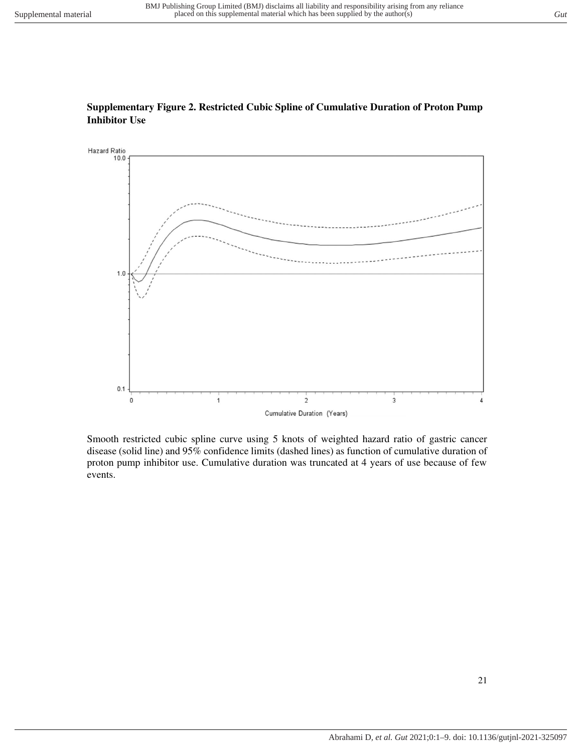**Supplementary Figure 2. Restricted Cubic Spline of Cumulative Duration of Proton Pump Inhibitor Use**

Smooth restricted cubic spline curve using 5 knots of weighted hazard ratio of gastric cancer disease (solid line) and 95% confidence limits (dashed lines) as function of cumulative duration of proton pump inhibitor use. Cumulative duration was truncated at 4 years of use because of few events.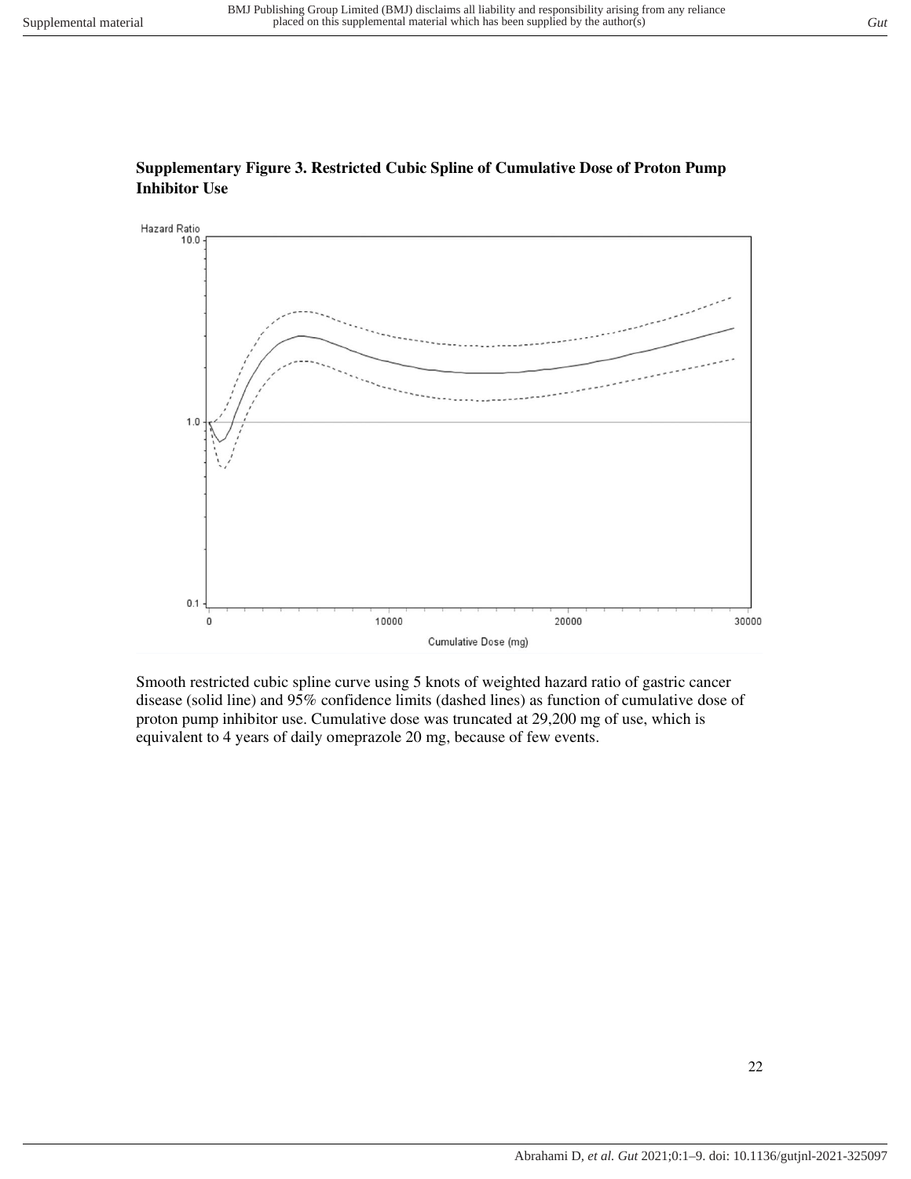**Supplementary Figure 3. Restricted Cubic Spline of Cumulative Dose of Proton Pump Inhibitor Use**

Smooth restricted cubic spline curve using 5 knots of weighted hazard ratio of gastric cancer disease (solid line) and 95% confidence limits (dashed lines) as function of cumulative dose of proton pump inhibitor use. Cumulative dose was truncated at 29,200 mg of use, which is equivalent to 4 years of daily omeprazole 20 mg, because of few events.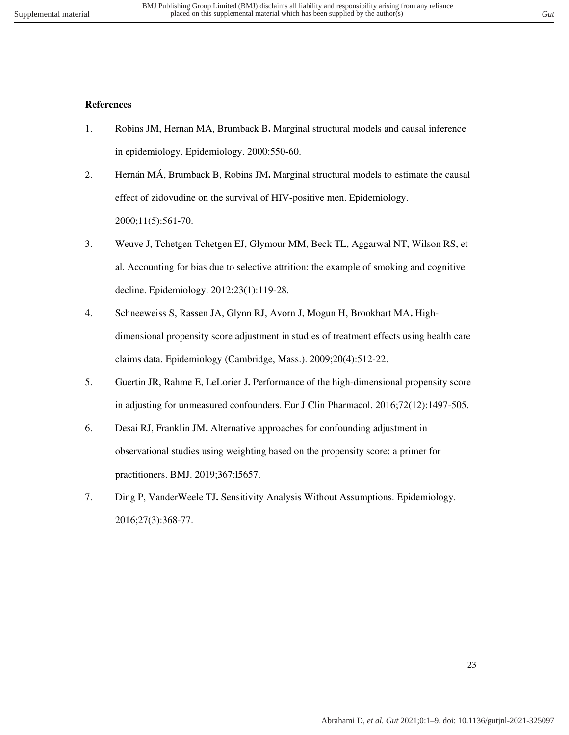**References**

1. Robins JM, Hernan MA, Brumback B**.** Marginal structural models and causal inference in epidemiology. Epidemiology. 2000:550-60.
2. Hernán MÁ, Brumback B, Robins JM**.** Marginal structural models to estimate the causal effect of zidovudine on the survival of HIV-positive men. Epidemiology. 2000;11(5):561-70.
3. Weuve J, Tchetgen Tchetgen EJ, Glymour MM, Beck TL, Aggarwal NT, Wilson RS, et al. Accounting for bias due to selective attrition: the example of smoking and cognitive decline. Epidemiology. 2012;23(1):119-28.
4. Schneeweiss S, Rassen JA, Glynn RJ, Avorn J, Mogun H, Brookhart MA**.** High-dimensional propensity score adjustment in studies of treatment effects using health care claims data. Epidemiology (Cambridge, Mass.). 2009;20(4):512-22.
5. Guertin JR, Rahme E, LeLorier J**.** Performance of the high-dimensional propensity score in adjusting for unmeasured confounders. Eur J Clin Pharmacol. 2016;72(12):1497-505.
6. Desai RJ, Franklin JM**.** Alternative approaches for confounding adjustment in observational studies using weighting based on the propensity score: a primer for practitioners. BMJ. 2019;367:l5657.
7. Ding P, VanderWeele TJ**.** Sensitivity Analysis Without Assumptions. Epidemiology. 2016;27(3):368-77.